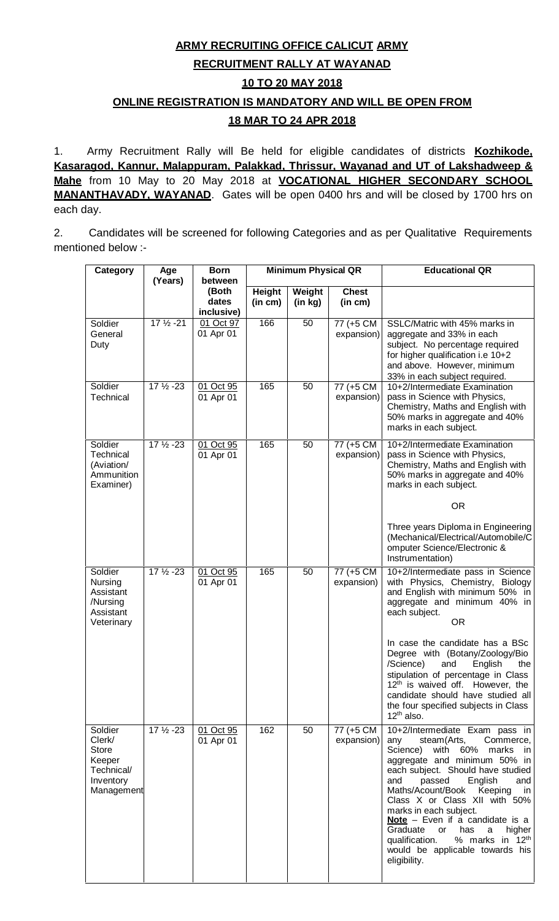**ARMY RECRUITING OFFICE CALICUT ARMY**

**RECRUITMENT RALLY AT WAYANAD**

**10 TO 20 MAY 2018**

**ONLINE REGISTRATION IS MANDATORY AND WILL BE OPEN FROM**

**18 MAR TO 24 APR 2018**

1. Army Recruitment Rally will Be held for eligible candidates of districts **Kozhikode, Kasaragod, Kannur, Malappuram, Palakkad, Thrissur, Wayanad and UT of Lakshadweep & Mahe** from 10 May to 20 May 2018 at **VOCATIONAL HIGHER SECONDARY SCHOOL MANANTHAVADY, WAYANAD**. Gates will be open 0400 hrs and will be closed by 1700 hrs on each day.

2. Candidates will be screened for following Categories and as per Qualitative Requirements mentioned below :-

| Category | Age (Years) | Born between (Both dates inclusive) | Minimum Physical QR | | | Educational QR |
|---|---|---|---|---|---|---|
| | | | Height (in cm) | Weight (in kg) | Chest (in cm) | |
| Soldier General Duty | 17 ½ -21 | 01 Oct 97 01 Apr 01 | 166 | 50 | 77 (+5 CM expansion) | SSLC/Matric with 45% marks in aggregate and 33% in each subject. No percentage required for higher qualification i.e 10+2 and above. However, minimum 33% in each subject required. |
| Soldier Technical | 17 ½ -23 | 01 Oct 95 01 Apr 01 | 165 | 50 | 77 (+5 CM expansion) | 10+2/Intermediate Examination pass in Science with Physics, Chemistry, Maths and English with 50% marks in aggregate and 40% marks in each subject. |
| Soldier Technical (Aviation/ Ammunition Examiner) | 17 ½ -23 | 01 Oct 95 01 Apr 01 | 165 | 50 | 77 (+5 CM expansion) | 10+2/Intermediate Examination pass in Science with Physics, Chemistry, Maths and English with 50% marks in aggregate and 40% marks in each subject. OR Three years Diploma in Engineering (Mechanical/Electrical/Automobile/Computer Science/Electronic & Instrumentation) |
| Soldier Nursing Assistant /Nursing Assistant Veterinary | 17 ½ -23 | 01 Oct 95 01 Apr 01 | 165 | 50 | 77 (+5 CM expansion) | 10+2/Intermediate pass in Science with Physics, Chemistry, Biology and English with minimum 50% in aggregate and minimum 40% in each subject. OR In case the candidate has a BSc Degree with (Botany/Zoology/Bio /Science) and English the stipulation of percentage in Class 12th is waived off. However, the candidate should have studied all the four specified subjects in Class 12th also. |
| Soldier Clerk/ Store Keeper Technical/ Inventory Management | 17 ½ -23 | 01 Oct 95 01 Apr 01 | 162 | 50 | 77 (+5 CM expansion) | 10+2/Intermediate Exam pass in any steam(Arts, Commerce, Science) with 60% marks in aggregate and minimum 50% in each subject. Should have studied and passed English and Maths/Acount/Book Keeping in Class X or Class XII with 50% marks in each subject. **Note** – Even if a candidate is a Graduate or has a higher qualification. % marks in 12th would be applicable towards his eligibility. |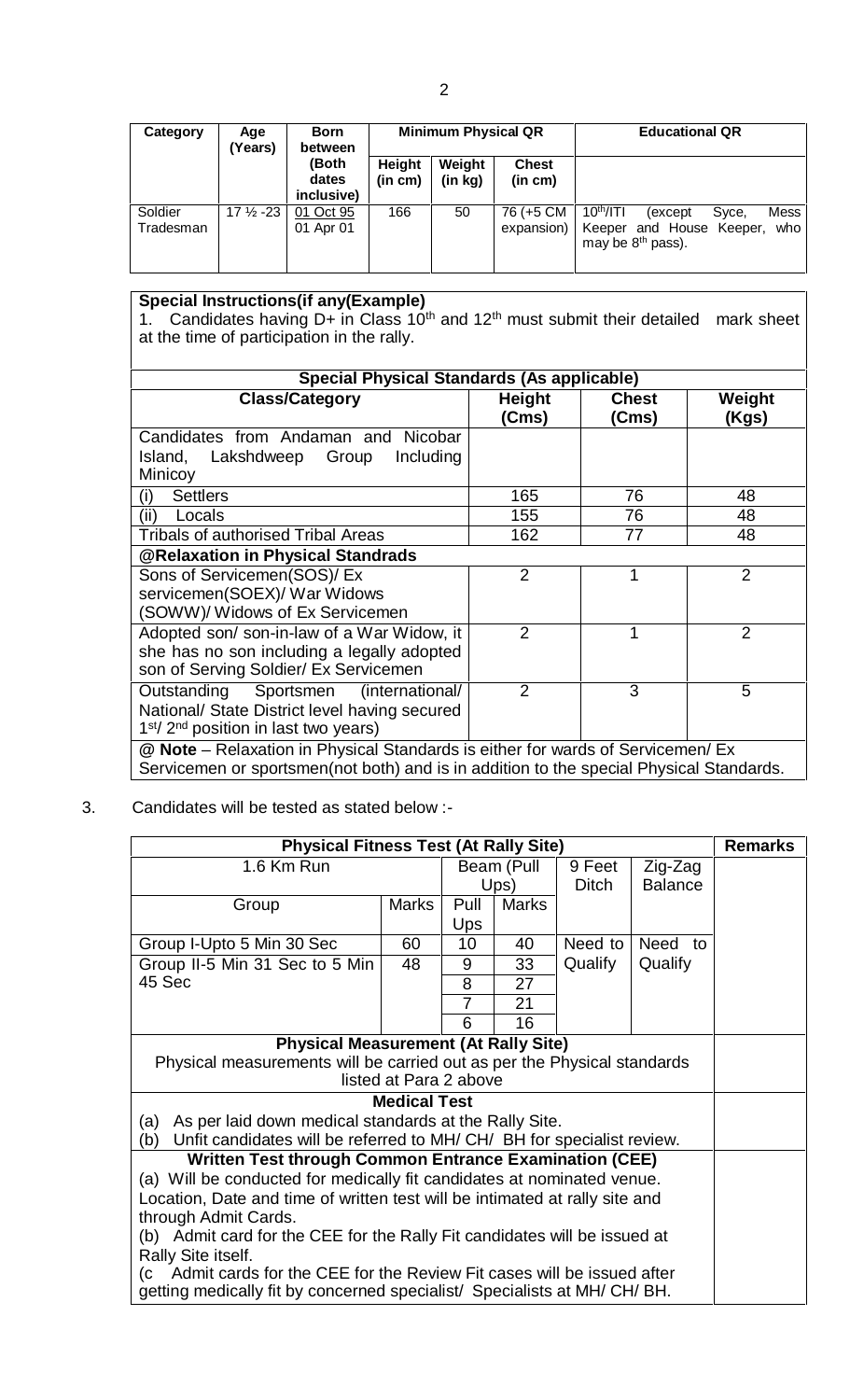| Category | Age (Years) | Born between (Both dates inclusive) | Minimum Physical QR | | | Educational QR |
|---|---|---|---|---|---|---|
| | | | Height (in cm) | Weight (in kg) | Chest (in cm) | |
| Soldier Tradesman | 17 ½ -23 | 01 Oct 95 01 Apr 01 | 166 | 50 | 76 (+5 CM expansion) | 10th/ITI (except Syce, Mess Keeper and House Keeper, who may be 8th pass). |

**Special Instructions(if any(Example)**

1. Candidates having D+ in Class 10th and 12th must submit their detailed mark sheet at the time of participation in the rally.

| Special Physical Standards (As applicable) | | | |
|---|---|---|---|
| **Class/Category** | **Height (Cms)** | **Chest (Cms)** | **Weight (Kgs)** |
| Candidates from Andaman and Nicobar Island, Lakshdweep Group Including Minicoy | | | |
| (i) Settlers | 165 | 76 | 48 |
| (ii) Locals | 155 | 76 | 48 |
| Tribals of authorised Tribal Areas | 162 | 77 | 48 |
| **@Relaxation in Physical Standrads** | | | |
| Sons of Servicemen(SOS)/ Ex servicemen(SOEX)/ War Widows (SOWW)/ Widows of Ex Servicemen | 2 | 1 | 2 |
| Adopted son/ son-in-law of a War Widow, it she has no son including a legally adopted son of Serving Soldier/ Ex Servicemen | 2 | 1 | 2 |
| Outstanding Sportsmen (international/ National/ State District level having secured 1st/ 2nd position in last two years) | 2 | 3 | 5 |
| @ **Note** – Relaxation in Physical Standards is either for wards of Servicemen/ Ex Servicemen or sportsmen(not both) and is in addition to the special Physical Standards. | | | |

3. Candidates will be tested as stated below :-

| Physical Fitness Test (At Rally Site) | | | | | | Remarks |
|---|---|---|---|---|---|---|
| 1.6 Km Run | | Beam (Pull Ups) | | 9 Feet Ditch | Zig-Zag Balance | |
| Group | Marks | Pull Ups | Marks | | | |
| Group I-Upto 5 Min 30 Sec | 60 | 10 | 40 | Need to Qualify | Need to Qualify | |
| Group II-5 Min 31 Sec to 5 Min 45 Sec | 48 | 9 | 33 | | | |
| | | 8 | 27 | | | |
| | | 7 | 21 | | | |
| | | 6 | 16 | | | |
| **Physical Measurement (At Rally Site)** Physical measurements will be carried out as per the Physical standards listed at Para 2 above | | | | | | |
| **Medical Test** (a) As per laid down medical standards at the Rally Site. (b) Unfit candidates will be referred to MH/ CH/ BH for specialist review. | | | | | | |
| **Written Test through Common Entrance Examination (CEE)** (a) Will be conducted for medically fit candidates at nominated venue. Location, Date and time of written test will be intimated at rally site and through Admit Cards. (b) Admit card for the CEE for the Rally Fit candidates will be issued at Rally Site itself. (c Admit cards for the CEE for the Review Fit cases will be issued after getting medically fit by concerned specialist/ Specialists at MH/ CH/ BH. | | | | | | |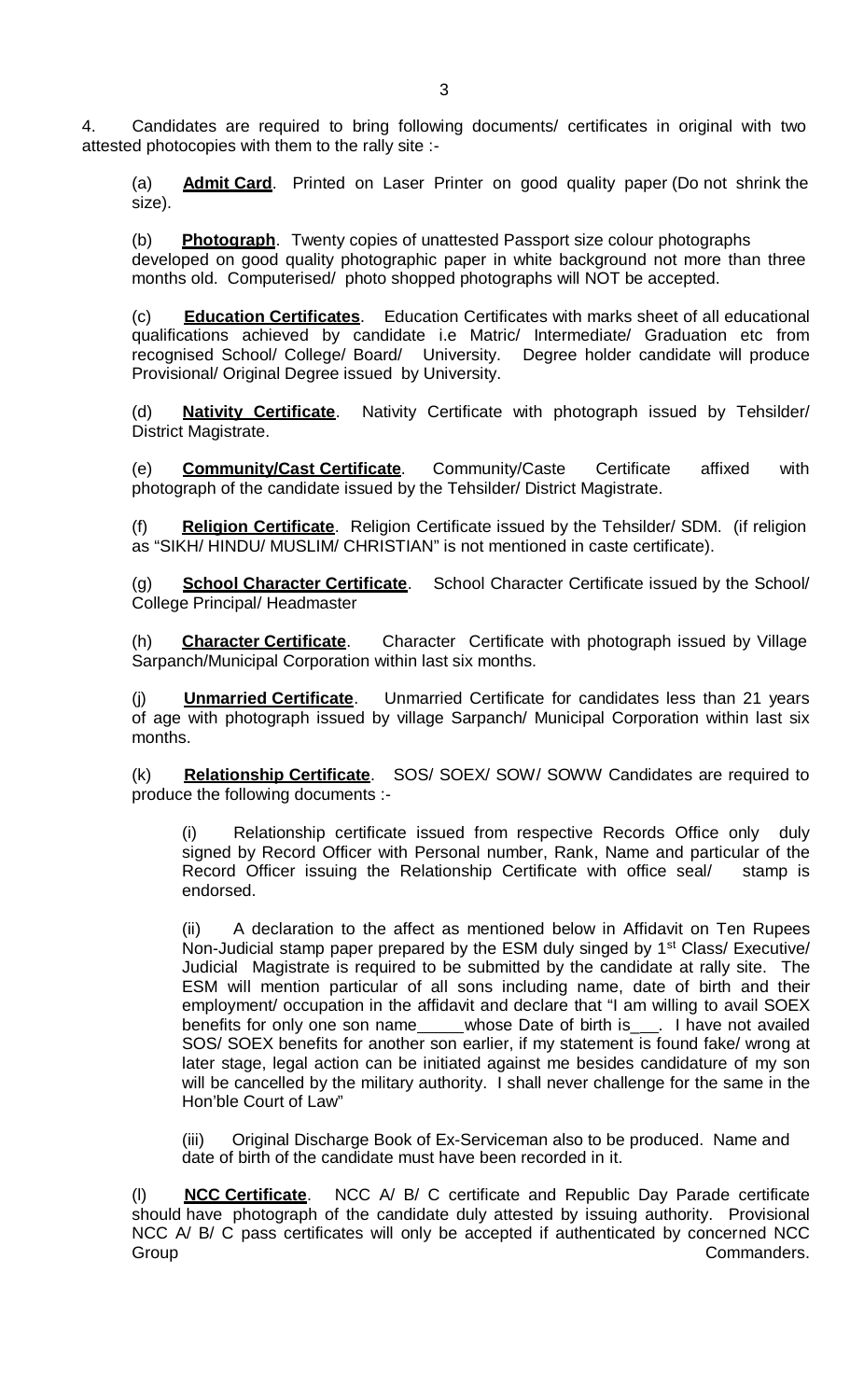4. Candidates are required to bring following documents/ certificates in original with two attested photocopies with them to the rally site :-

(a) **Admit Card**. Printed on Laser Printer on good quality paper (Do not shrink the size).

(b) **Photograph**. Twenty copies of unattested Passport size colour photographs developed on good quality photographic paper in white background not more than three months old. Computerised/ photo shopped photographs will NOT be accepted.

(c) **Education Certificates**. Education Certificates with marks sheet of all educational qualifications achieved by candidate i.e Matric/ Intermediate/ Graduation etc from recognised School/ College/ Board/ University. Degree holder candidate will produce Provisional/ Original Degree issued by University.

(d) **Nativity Certificate**. Nativity Certificate with photograph issued by Tehsilder/ District Magistrate.

(e) **Community/Cast Certificate**. Community/Caste Certificate affixed with photograph of the candidate issued by the Tehsilder/ District Magistrate.

(f) **Religion Certificate**. Religion Certificate issued by the Tehsilder/ SDM. (if religion as "SIKH/ HINDU/ MUSLIM/ CHRISTIAN" is not mentioned in caste certificate).

(g) **School Character Certificate**. School Character Certificate issued by the School/ College Principal/ Headmaster

(h) **Character Certificate**. Character Certificate with photograph issued by Village Sarpanch/Municipal Corporation within last six months.

(j) **Unmarried Certificate**. Unmarried Certificate for candidates less than 21 years of age with photograph issued by village Sarpanch/ Municipal Corporation within last six months.

(k) **Relationship Certificate**. SOS/ SOEX/ SOW/ SOWW Candidates are required to produce the following documents :-

(i) Relationship certificate issued from respective Records Office only duly signed by Record Officer with Personal number, Rank, Name and particular of the Record Officer issuing the Relationship Certificate with office seal/ stamp is endorsed.

(ii) A declaration to the affect as mentioned below in Affidavit on Ten Rupees Non-Judicial stamp paper prepared by the ESM duly singed by 1st Class/ Executive/ Judicial Magistrate is required to be submitted by the candidate at rally site. The ESM will mention particular of all sons including name, date of birth and their employment/ occupation in the affidavit and declare that "I am willing to avail SOEX benefits for only one son name_____whose Date of birth is___. I have not availed SOS/ SOEX benefits for another son earlier, if my statement is found fake/ wrong at later stage, legal action can be initiated against me besides candidature of my son will be cancelled by the military authority. I shall never challenge for the same in the Hon'ble Court of Law"

(iii) Original Discharge Book of Ex-Serviceman also to be produced. Name and date of birth of the candidate must have been recorded in it.

(l) **NCC Certificate**. NCC A/ B/ C certificate and Republic Day Parade certificate should have photograph of the candidate duly attested by issuing authority. Provisional NCC A/ B/ C pass certificates will only be accepted if authenticated by concerned NCC Group Commanders.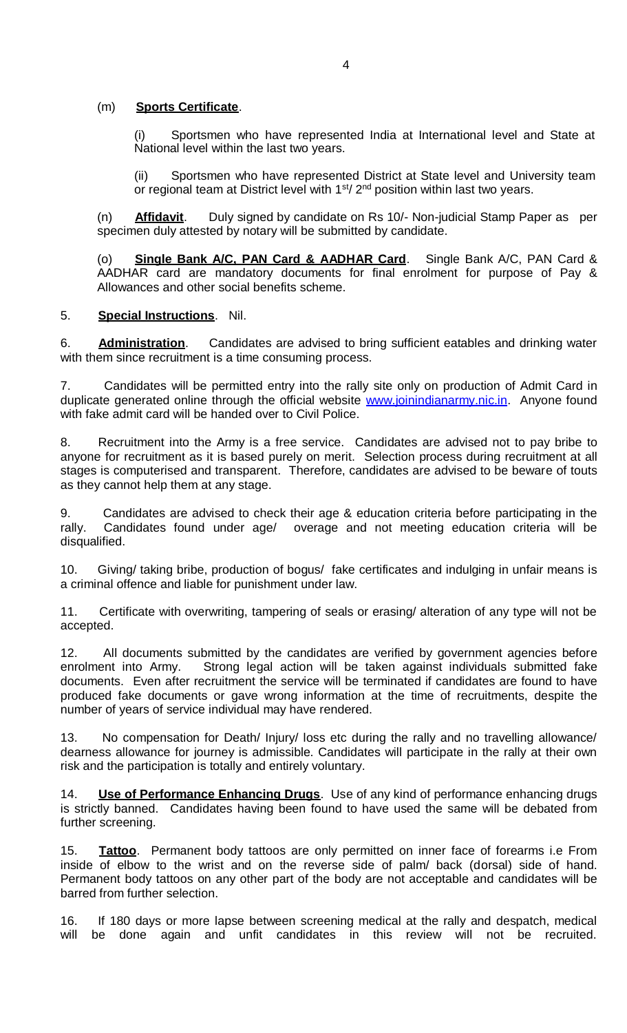(m) **Sports Certificate**.

(i) Sportsmen who have represented India at International level and State at National level within the last two years.

(ii) Sportsmen who have represented District at State level and University team or regional team at District level with 1st/ 2nd position within last two years.

(n) **Affidavit**. Duly signed by candidate on Rs 10/- Non-judicial Stamp Paper as per specimen duly attested by notary will be submitted by candidate.

(o) **Single Bank A/C, PAN Card & AADHAR Card**. Single Bank A/C, PAN Card & AADHAR card are mandatory documents for final enrolment for purpose of Pay & Allowances and other social benefits scheme.

5. **Special Instructions**. Nil.

6. **Administration**. Candidates are advised to bring sufficient eatables and drinking water with them since recruitment is a time consuming process.

7. Candidates will be permitted entry into the rally site only on production of Admit Card in duplicate generated online through the official website www.joinindianarmy.nic.in. Anyone found with fake admit card will be handed over to Civil Police.

8. Recruitment into the Army is a free service. Candidates are advised not to pay bribe to anyone for recruitment as it is based purely on merit. Selection process during recruitment at all stages is computerised and transparent. Therefore, candidates are advised to be beware of touts as they cannot help them at any stage.

9. Candidates are advised to check their age & education criteria before participating in the rally. Candidates found under age/ overage and not meeting education criteria will be disqualified.

10. Giving/ taking bribe, production of bogus/ fake certificates and indulging in unfair means is a criminal offence and liable for punishment under law.

11. Certificate with overwriting, tampering of seals or erasing/ alteration of any type will not be accepted.

12. All documents submitted by the candidates are verified by government agencies before enrolment into Army. Strong legal action will be taken against individuals submitted fake documents. Even after recruitment the service will be terminated if candidates are found to have produced fake documents or gave wrong information at the time of recruitments, despite the number of years of service individual may have rendered.

13. No compensation for Death/ Injury/ loss etc during the rally and no travelling allowance/ dearness allowance for journey is admissible. Candidates will participate in the rally at their own risk and the participation is totally and entirely voluntary.

14. **Use of Performance Enhancing Drugs**. Use of any kind of performance enhancing drugs is strictly banned. Candidates having been found to have used the same will be debated from further screening.

15. **Tattoo**. Permanent body tattoos are only permitted on inner face of forearms i.e From inside of elbow to the wrist and on the reverse side of palm/ back (dorsal) side of hand. Permanent body tattoos on any other part of the body are not acceptable and candidates will be barred from further selection.

16. If 180 days or more lapse between screening medical at the rally and despatch, medical will be done again and unfit candidates in this review will not be recruited.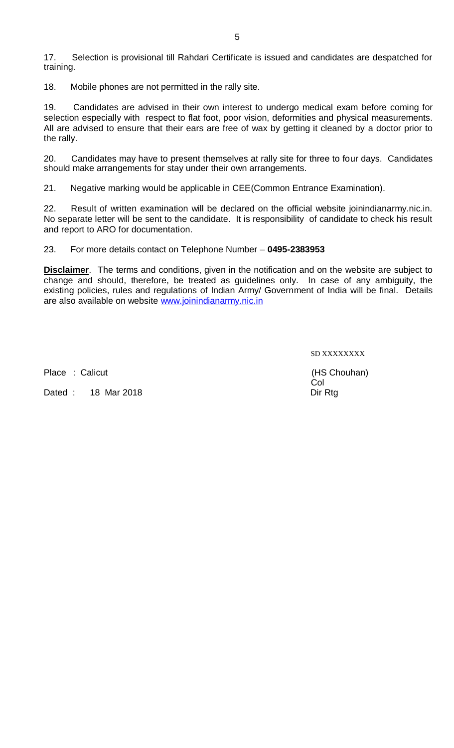17. Selection is provisional till Rahdari Certificate is issued and candidates are despatched for training.

18. Mobile phones are not permitted in the rally site.

19. Candidates are advised in their own interest to undergo medical exam before coming for selection especially with respect to flat foot, poor vision, deformities and physical measurements. All are advised to ensure that their ears are free of wax by getting it cleaned by a doctor prior to the rally.

20. Candidates may have to present themselves at rally site for three to four days. Candidates should make arrangements for stay under their own arrangements.

21. Negative marking would be applicable in CEE(Common Entrance Examination).

22. Result of written examination will be declared on the official website joinindianarmy.nic.in. No separate letter will be sent to the candidate. It is responsibility of candidate to check his result and report to ARO for documentation.

23. For more details contact on Telephone Number – **0495-2383953**

**Disclaimer**. The terms and conditions, given in the notification and on the website are subject to change and should, therefore, be treated as guidelines only. In case of any ambiguity, the existing policies, rules and regulations of Indian Army/ Government of India will be final. Details are also available on website [www.joinindianarmy.nic.in](www.joinindianarmy.nic.in)

SD XXXXXXXX

(HS Chouhan)
Col
Dir Rtg

Place : Calicut

Dated : 18 Mar 2018